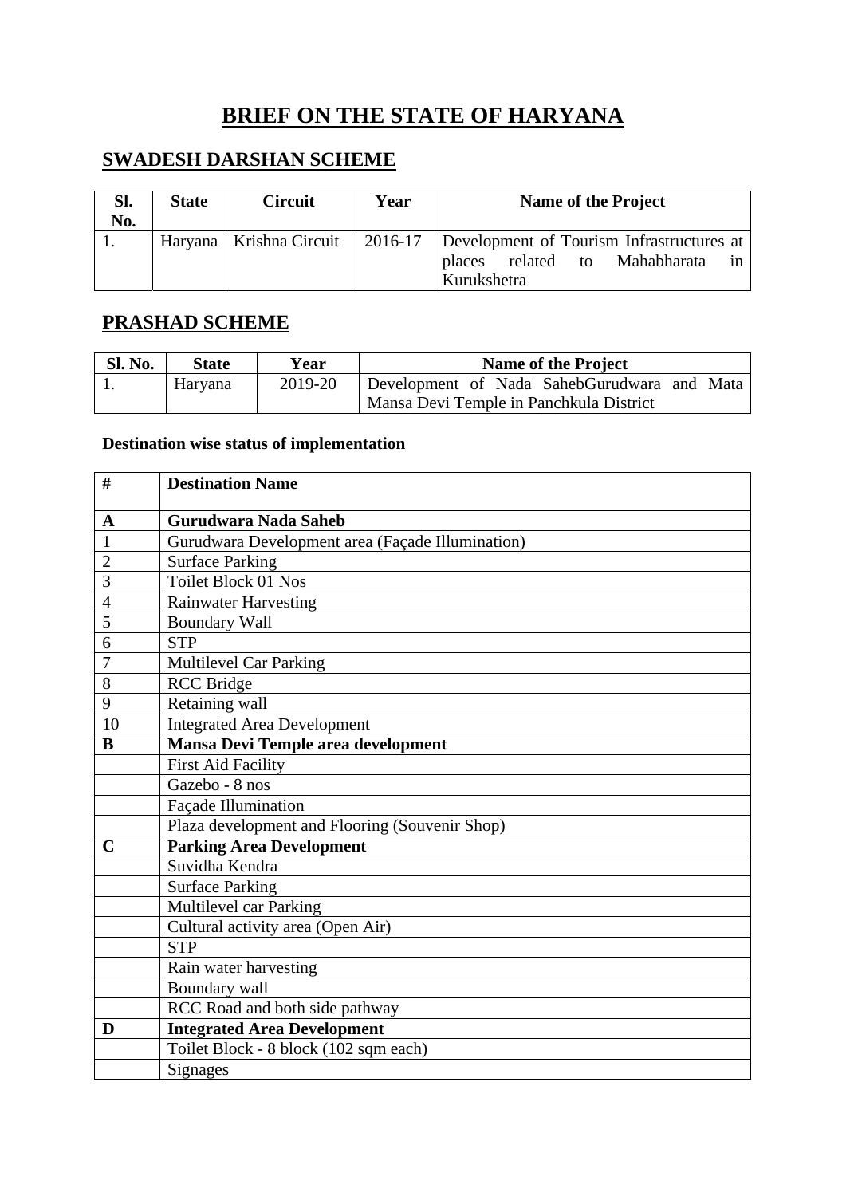# BRIEF ON THE STATE OF HARYANA

## SWADESH DARSHAN SCHEME

| Sl. No. | State | Circuit | Year | Name of the Project |
|---|---|---|---|---|
| 1. | Haryana | Krishna Circuit | 2016-17 | Development of Tourism Infrastructures at places related to Mahabharata in Kurukshetra |

## PRASHAD SCHEME

| Sl. No. | State | Year | Name of the Project |
|---|---|---|---|
| 1. | Haryana | 2019-20 | Development of Nada SahebGurudwara and Mata Mansa Devi Temple in Panchkula District |

**Destination wise status of implementation**

| # | Destination Name |
|---|---|
| **A** | **Gurudwara Nada Saheb** |
| 1 | Gurudwara Development area (Façade Illumination) |
| 2 | Surface Parking |
| 3 | Toilet Block 01 Nos |
| 4 | Rainwater Harvesting |
| 5 | Boundary Wall |
| 6 | STP |
| 7 | Multilevel Car Parking |
| 8 | RCC Bridge |
| 9 | Retaining wall |
| 10 | Integrated Area Development |
| **B** | **Mansa Devi Temple area development** |
| | First Aid Facility |
| | Gazebo - 8 nos |
| | Façade Illumination |
| | Plaza development and Flooring (Souvenir Shop) |
| **C** | **Parking Area Development** |
| | Suvidha Kendra |
| | Surface Parking |
| | Multilevel car Parking |
| | Cultural activity area (Open Air) |
| | STP |
| | Rain water harvesting |
| | Boundary wall |
| | RCC Road and both side pathway |
| **D** | **Integrated Area Development** |
| | Toilet Block - 8 block (102 sqm each) |
| | Signages |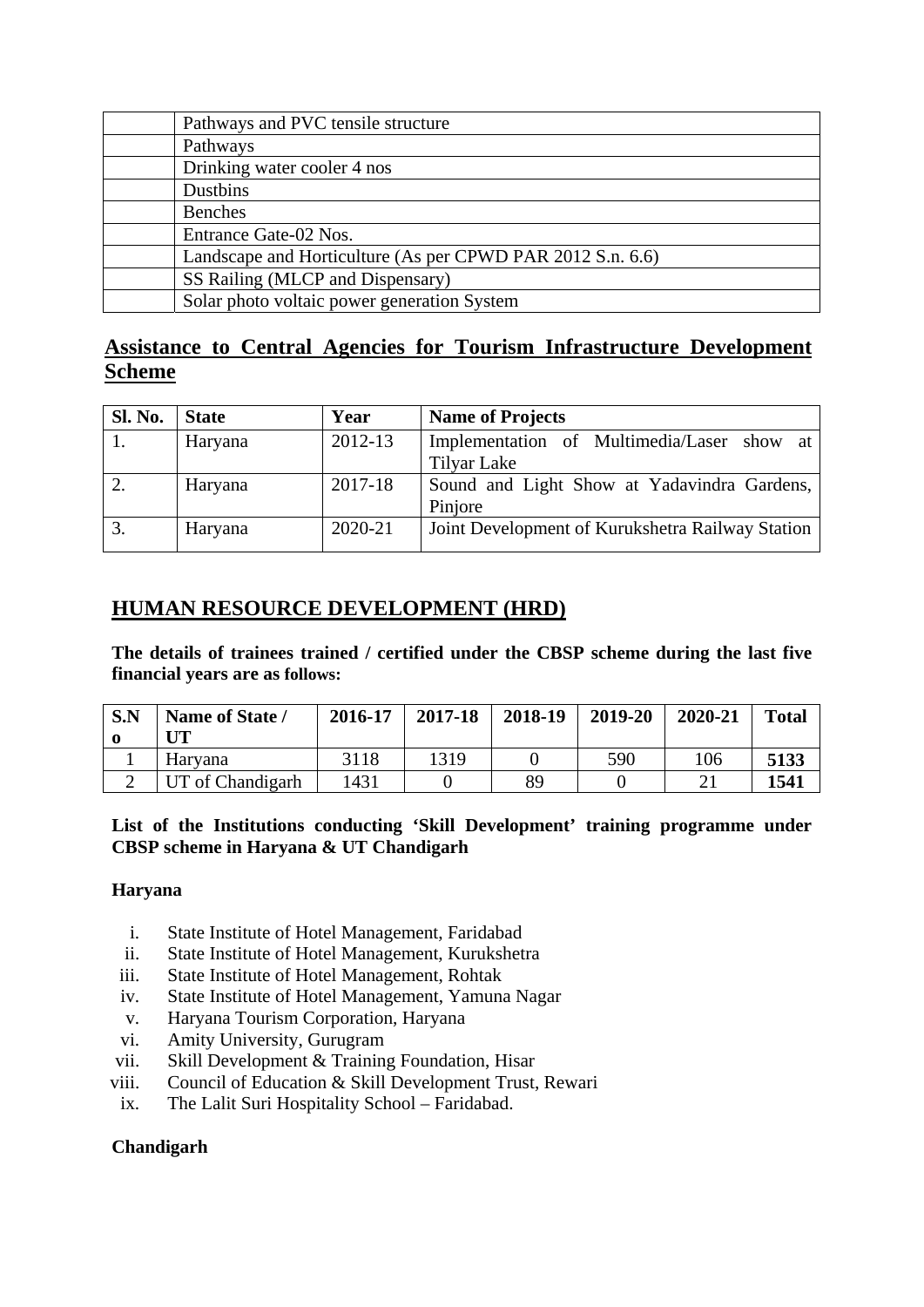| | |
|---|---|
| | Pathways and PVC tensile structure |
| | Pathways |
| | Drinking water cooler 4 nos |
| | Dustbins |
| | Benches |
| | Entrance Gate-02 Nos. |
| | Landscape and Horticulture (As per CPWD PAR 2012 S.n. 6.6) |
| | SS Railing (MLCP and Dispensary) |
| | Solar photo voltaic power generation System |

## Assistance to Central Agencies for Tourism Infrastructure Development Scheme

| Sl. No. | State | Year | Name of Projects |
|---|---|---|---|
| 1. | Haryana | 2012-13 | Implementation of Multimedia/Laser show at Tilyar Lake |
| 2. | Haryana | 2017-18 | Sound and Light Show at Yadavindra Gardens, Pinjore |
| 3. | Haryana | 2020-21 | Joint Development of Kurukshetra Railway Station |

## HUMAN RESOURCE DEVELOPMENT (HRD)

**The details of trainees trained / certified under the CBSP scheme during the last five financial years are as follows:**

| S.No | Name of State / UT | 2016-17 | 2017-18 | 2018-19 | 2019-20 | 2020-21 | Total |
|---|---|---|---|---|---|---|---|
| 1 | Haryana | 3118 | 1319 | 0 | 590 | 106 | **5133** |
| 2 | UT of Chandigarh | 1431 | 0 | 89 | 0 | 21 | **1541** |

**List of the Institutions conducting 'Skill Development' training programme under CBSP scheme in Haryana & UT Chandigarh**

**Haryana**

i. State Institute of Hotel Management, Faridabad
ii. State Institute of Hotel Management, Kurukshetra
iii. State Institute of Hotel Management, Rohtak
iv. State Institute of Hotel Management, Yamuna Nagar
v. Haryana Tourism Corporation, Haryana
vi. Amity University, Gurugram
vii. Skill Development & Training Foundation, Hisar
viii. Council of Education & Skill Development Trust, Rewari
ix. The Lalit Suri Hospitality School – Faridabad.

**Chandigarh**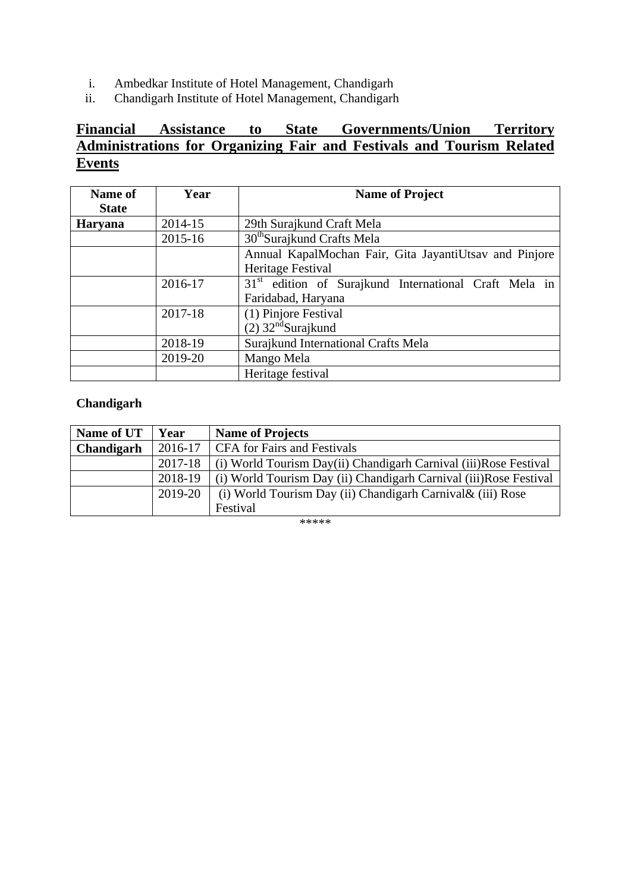i. Ambedkar Institute of Hotel Management, Chandigarh
ii. Chandigarh Institute of Hotel Management, Chandigarh

## Financial Assistance to State Governments/Union Territory Administrations for Organizing Fair and Festivals and Tourism Related Events

| Name of State | Year | Name of Project |
|---|---|---|
| **Haryana** | 2014-15 | 29th Surajkund Craft Mela |
| | 2015-16 | 30th Surajkund Crafts Mela |
| | | Annual KapalMochan Fair, Gita JayantiUtsav and Pinjore Heritage Festival |
| | 2016-17 | 31st edition of Surajkund International Craft Mela in Faridabad, Haryana |
| | 2017-18 | (1) Pinjore Festival<br>(2) 32nd Surajkund |
| | 2018-19 | Surajkund International Crafts Mela |
| | 2019-20 | Mango Mela |
| | | Heritage festival |

**Chandigarh**

| Name of UT | Year | Name of Projects |
|---|---|---|
| **Chandigarh** | 2016-17 | CFA for Fairs and Festivals |
| | 2017-18 | (i) World Tourism Day(ii) Chandigarh Carnival (iii)Rose Festival |
| | 2018-19 | (i) World Tourism Day (ii) Chandigarh Carnival (iii)Rose Festival |
| | 2019-20 | (i) World Tourism Day (ii) Chandigarh Carnival& (iii) Rose Festival |

*****